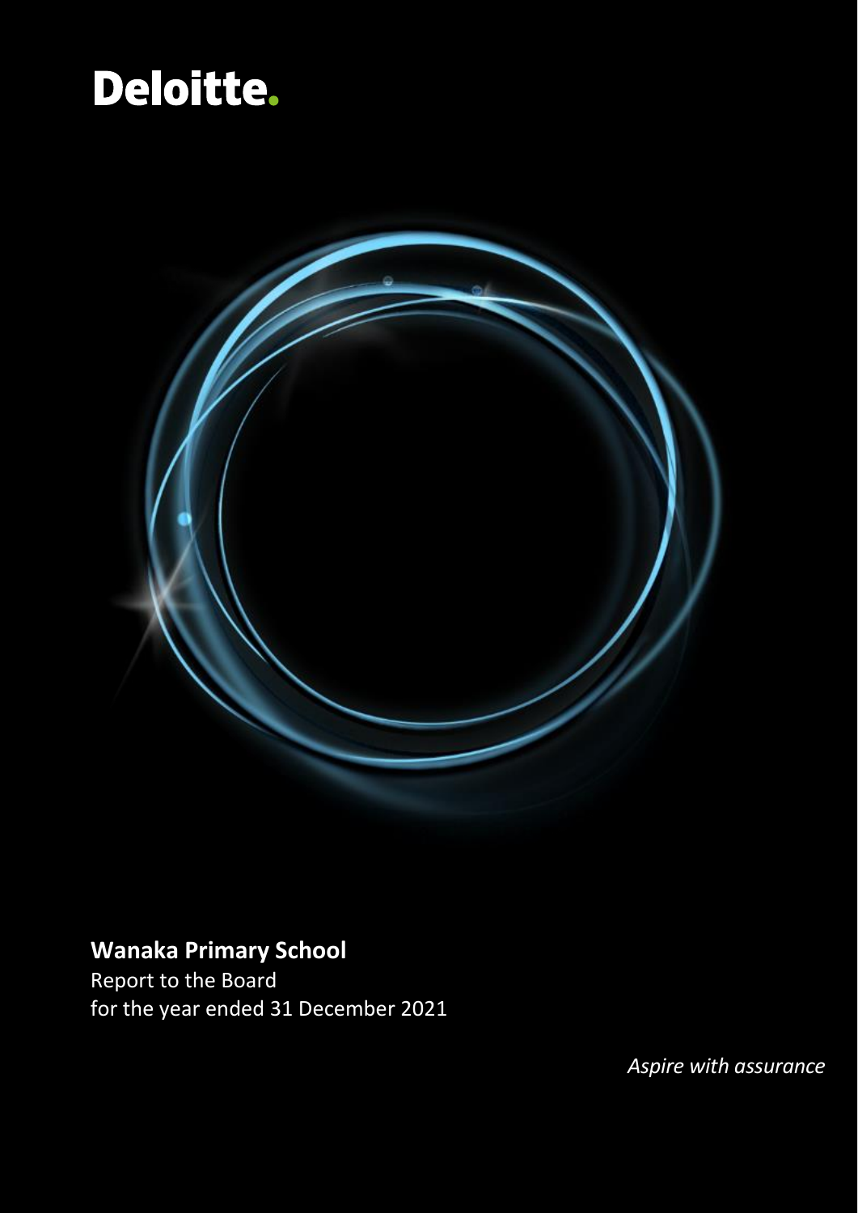# Deloitte.

**Wanaka Primary School**

Report to the Board

for the year ended 31 December 2021

*Aspire with assurance*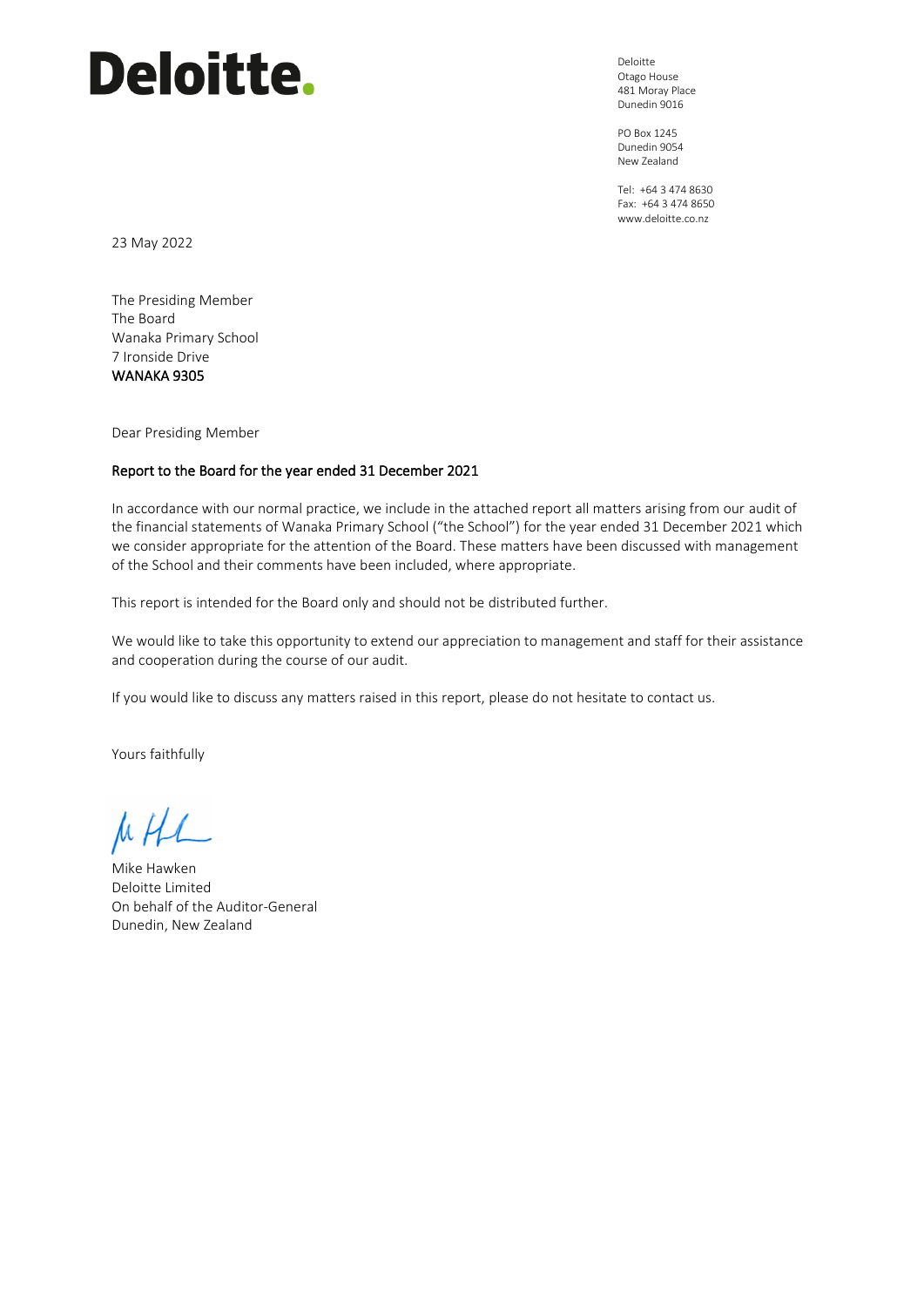# Deloitte.

Deloitte
Otago House
481 Moray Place
Dunedin 9016

PO Box 1245
Dunedin 9054
New Zealand

Tel: +64 3 474 8630
Fax: +64 3 474 8650
www.deloitte.co.nz

23 May 2022

The Presiding Member
The Board
Wanaka Primary School
7 Ironside Drive
WANAKA 9305

Dear Presiding Member

**Report to the Board for the year ended 31 December 2021**

In accordance with our normal practice, we include in the attached report all matters arising from our audit of the financial statements of Wanaka Primary School ("the School") for the year ended 31 December 2021 which we consider appropriate for the attention of the Board. These matters have been discussed with management of the School and their comments have been included, where appropriate.

This report is intended for the Board only and should not be distributed further.

We would like to take this opportunity to extend our appreciation to management and staff for their assistance and cooperation during the course of our audit.

If you would like to discuss any matters raised in this report, please do not hesitate to contact us.

Yours faithfully

Mike Hawken
Deloitte Limited
On behalf of the Auditor-General
Dunedin, New Zealand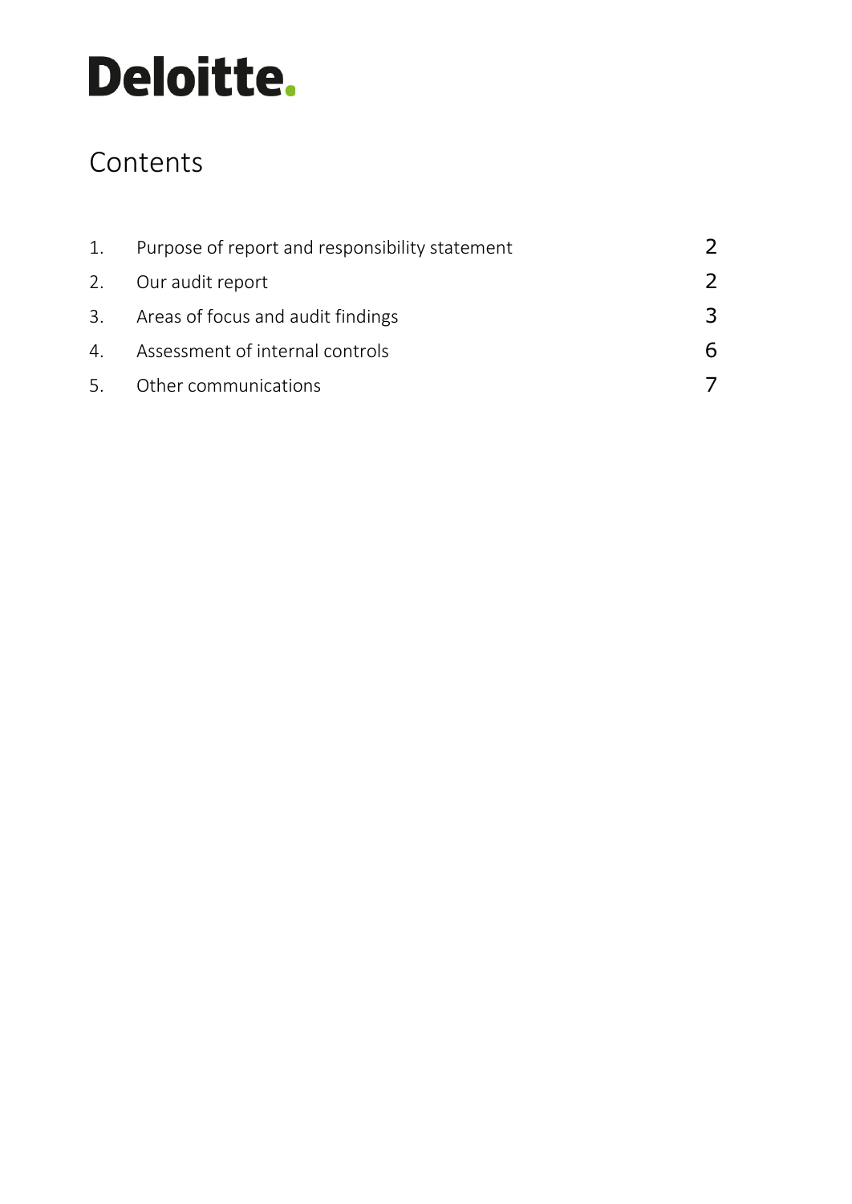Deloitte.

# Contents

| | | |
|---|---|---|
| 1. | Purpose of report and responsibility statement | 2 |
| 2. | Our audit report | 2 |
| 3. | Areas of focus and audit findings | 3 |
| 4. | Assessment of internal controls | 6 |
| 5. | Other communications | 7 |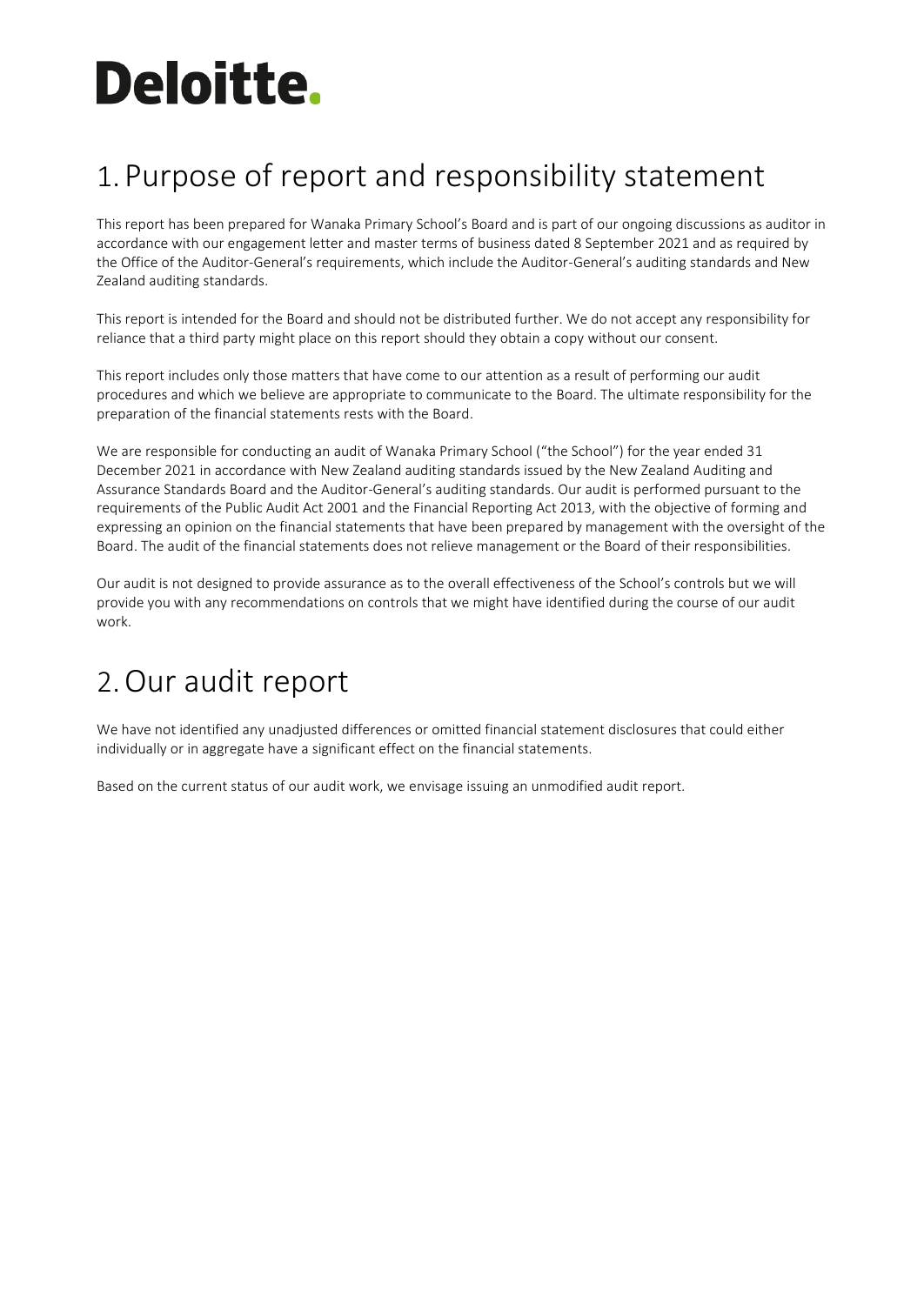# Deloitte.

## 1. Purpose of report and responsibility statement

This report has been prepared for Wanaka Primary School's Board and is part of our ongoing discussions as auditor in accordance with our engagement letter and master terms of business dated 8 September 2021 and as required by the Office of the Auditor-General's requirements, which include the Auditor-General's auditing standards and New Zealand auditing standards.

This report is intended for the Board and should not be distributed further. We do not accept any responsibility for reliance that a third party might place on this report should they obtain a copy without our consent.

This report includes only those matters that have come to our attention as a result of performing our audit procedures and which we believe are appropriate to communicate to the Board. The ultimate responsibility for the preparation of the financial statements rests with the Board.

We are responsible for conducting an audit of Wanaka Primary School ("the School") for the year ended 31 December 2021 in accordance with New Zealand auditing standards issued by the New Zealand Auditing and Assurance Standards Board and the Auditor-General's auditing standards. Our audit is performed pursuant to the requirements of the Public Audit Act 2001 and the Financial Reporting Act 2013, with the objective of forming and expressing an opinion on the financial statements that have been prepared by management with the oversight of the Board. The audit of the financial statements does not relieve management or the Board of their responsibilities.

Our audit is not designed to provide assurance as to the overall effectiveness of the School's controls but we will provide you with any recommendations on controls that we might have identified during the course of our audit work.

## 2. Our audit report

We have not identified any unadjusted differences or omitted financial statement disclosures that could either individually or in aggregate have a significant effect on the financial statements.

Based on the current status of our audit work, we envisage issuing an unmodified audit report.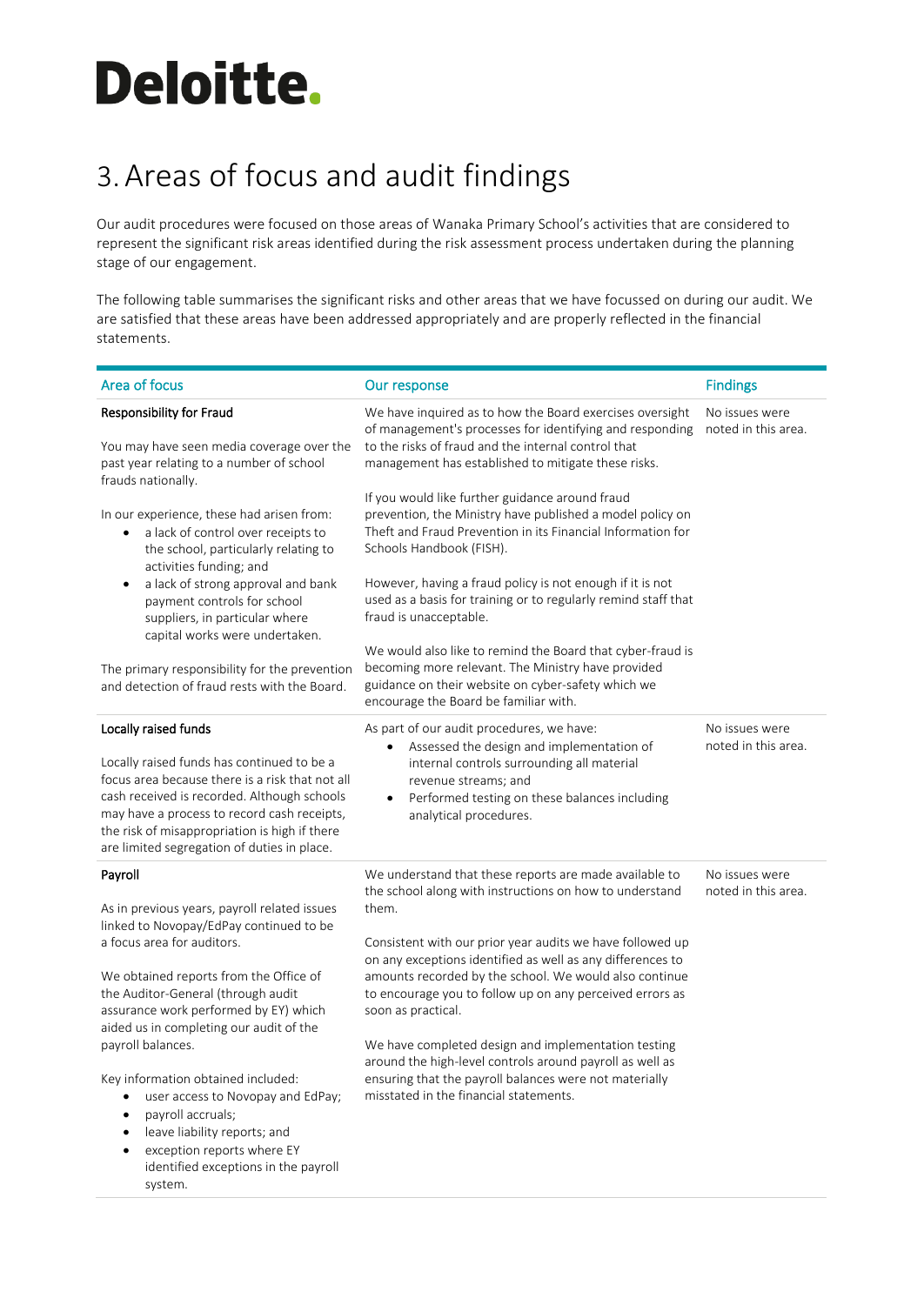# 3. Areas of focus and audit findings

Our audit procedures were focused on those areas of Wanaka Primary School's activities that are considered to represent the significant risk areas identified during the risk assessment process undertaken during the planning stage of our engagement.

The following table summarises the significant risks and other areas that we have focussed on during our audit. We are satisfied that these areas have been addressed appropriately and are properly reflected in the financial statements.

| Area of focus | Our response | Findings |
|---|---|---|
| **Responsibility for Fraud**<br><br>You may have seen media coverage over the past year relating to a number of school frauds nationally.<br><br>In our experience, these had arisen from:<br>• a lack of control over receipts to the school, particularly relating to activities funding; and<br>• a lack of strong approval and bank payment controls for school suppliers, in particular where capital works were undertaken.<br><br>The primary responsibility for the prevention and detection of fraud rests with the Board. | We have inquired as to how the Board exercises oversight of management's processes for identifying and responding to the risks of fraud and the internal control that management has established to mitigate these risks.<br><br>If you would like further guidance around fraud prevention, the Ministry have published a model policy on Theft and Fraud Prevention in its Financial Information for Schools Handbook (FISH).<br><br>However, having a fraud policy is not enough if it is not used as a basis for training or to regularly remind staff that fraud is unacceptable.<br><br>We would also like to remind the Board that cyber-fraud is becoming more relevant. The Ministry have provided guidance on their website on cyber-safety which we encourage the Board be familiar with. | No issues were noted in this area. |
| **Locally raised funds**<br><br>Locally raised funds has continued to be a focus area because there is a risk that not all cash received is recorded. Although schools may have a process to record cash receipts, the risk of misappropriation is high if there are limited segregation of duties in place. | As part of our audit procedures, we have:<br>• Assessed the design and implementation of internal controls surrounding all material revenue streams; and<br>• Performed testing on these balances including analytical procedures. | No issues were noted in this area. |
| **Payroll**<br><br>As in previous years, payroll related issues linked to Novopay/EdPay continued to be a focus area for auditors.<br><br>We obtained reports from the Office of the Auditor-General (through audit assurance work performed by EY) which aided us in completing our audit of the payroll balances.<br><br>Key information obtained included:<br>• user access to Novopay and EdPay;<br>• payroll accruals;<br>• leave liability reports; and<br>• exception reports where EY identified exceptions in the payroll system. | We understand that these reports are made available to the school along with instructions on how to understand them.<br><br>Consistent with our prior year audits we have followed up on any exceptions identified as well as any differences to amounts recorded by the school. We would also continue to encourage you to follow up on any perceived errors as soon as practical.<br><br>We have completed design and implementation testing around the high-level controls around payroll as well as ensuring that the payroll balances were not materially misstated in the financial statements. | No issues were noted in this area. |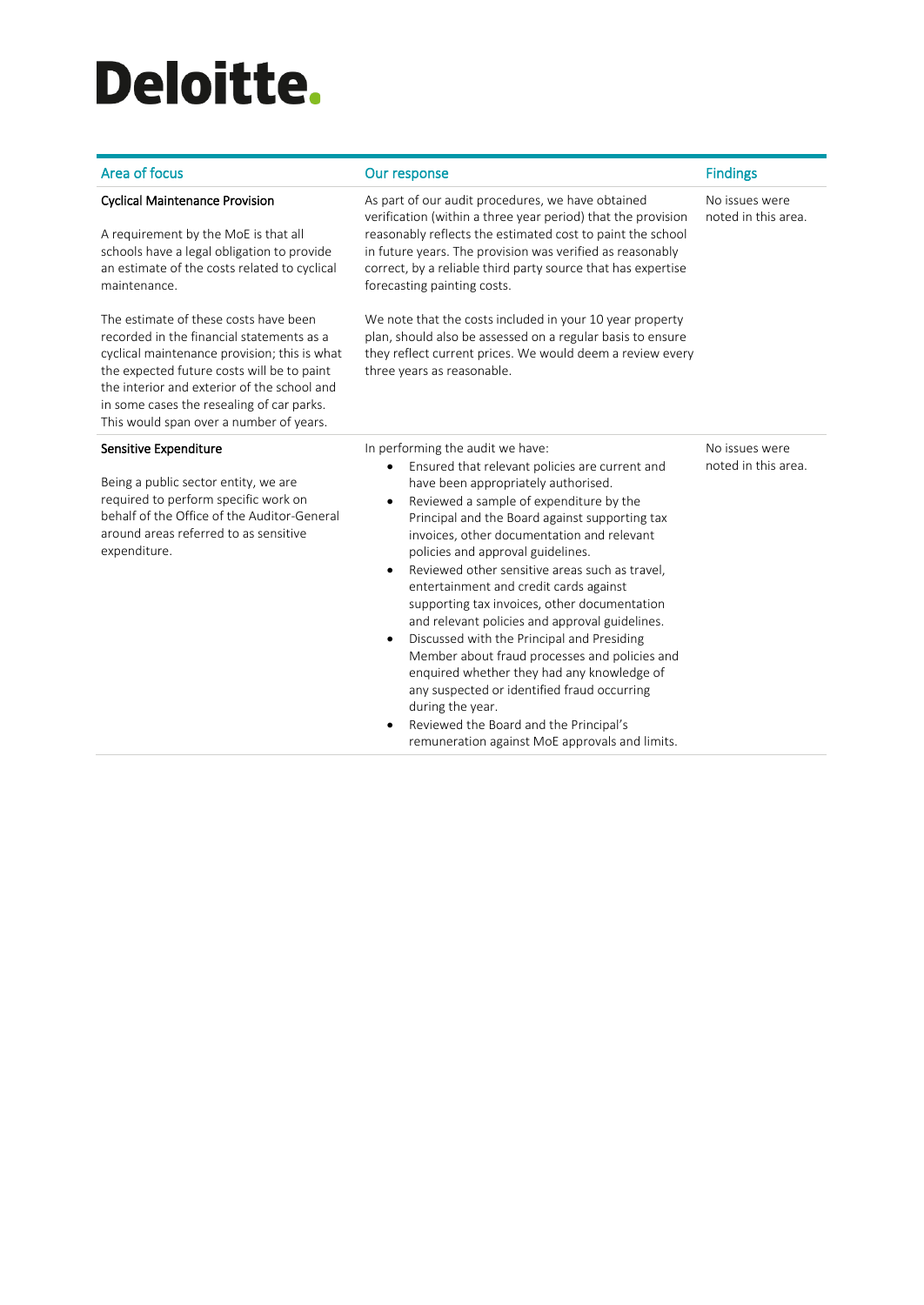**Deloitte.**

| Area of focus | Our response | Findings |
|---|---|---|
| **Cyclical Maintenance Provision**<br><br>A requirement by the MoE is that all schools have a legal obligation to provide an estimate of the costs related to cyclical maintenance.<br><br>The estimate of these costs have been recorded in the financial statements as a cyclical maintenance provision; this is what the expected future costs will be to paint the interior and exterior of the school and in some cases the resealing of car parks. This would span over a number of years. | As part of our audit procedures, we have obtained verification (within a three year period) that the provision reasonably reflects the estimated cost to paint the school in future years. The provision was verified as reasonably correct, by a reliable third party source that has expertise forecasting painting costs.<br><br>We note that the costs included in your 10 year property plan, should also be assessed on a regular basis to ensure they reflect current prices. We would deem a review every three years as reasonable. | No issues were noted in this area. |
| **Sensitive Expenditure**<br><br>Being a public sector entity, we are required to perform specific work on behalf of the Office of the Auditor-General around areas referred to as sensitive expenditure. | In performing the audit we have:<br>• Ensured that relevant policies are current and have been appropriately authorised.<br>• Reviewed a sample of expenditure by the Principal and the Board against supporting tax invoices, other documentation and relevant policies and approval guidelines.<br>• Reviewed other sensitive areas such as travel, entertainment and credit cards against supporting tax invoices, other documentation and relevant policies and approval guidelines.<br>• Discussed with the Principal and Presiding Member about fraud processes and policies and enquired whether they had any knowledge of any suspected or identified fraud occurring during the year.<br>• Reviewed the Board and the Principal's remuneration against MoE approvals and limits. | No issues were noted in this area. |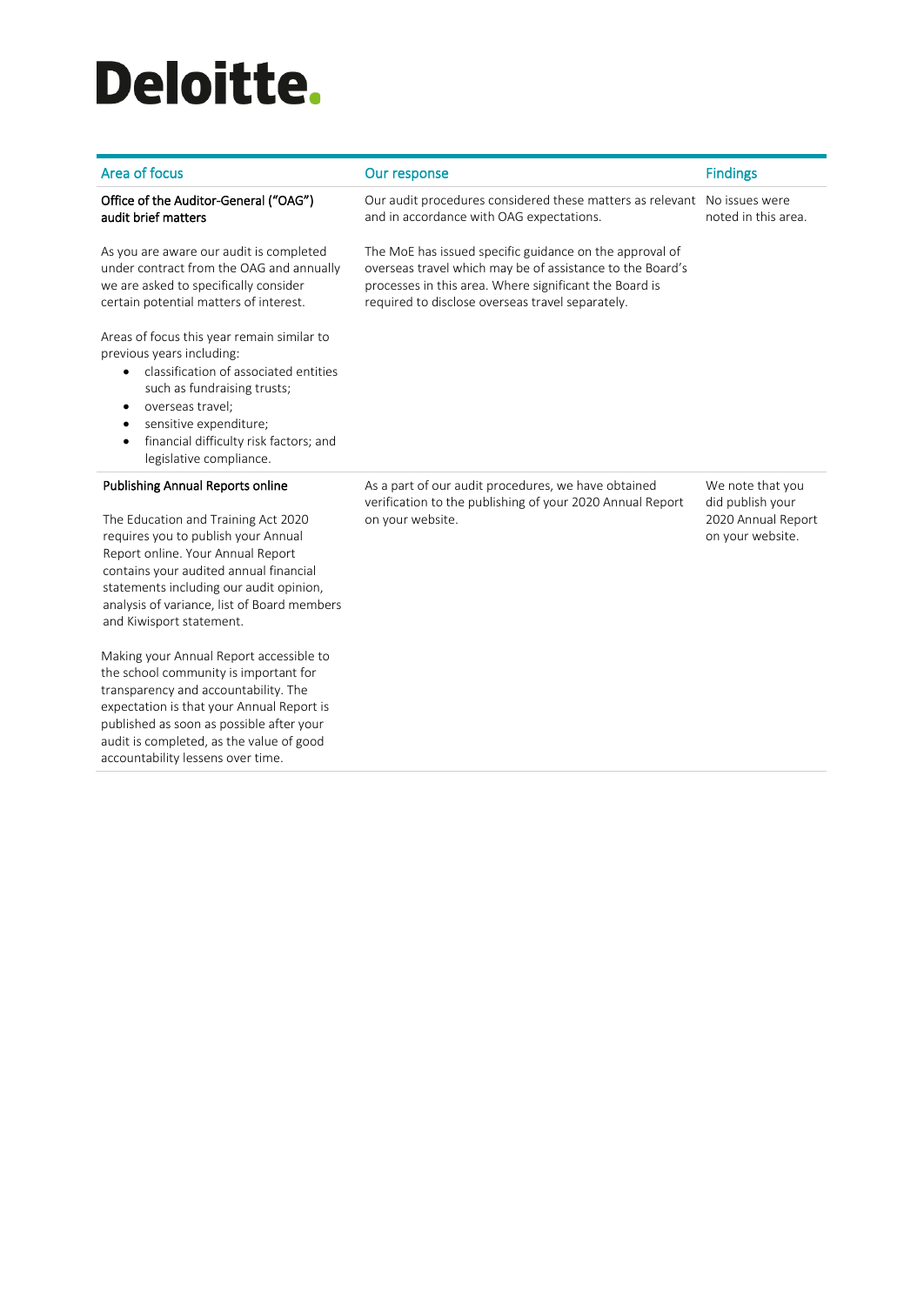**Deloitte.**

| Area of focus | Our response | Findings |
|---|---|---|
| **Office of the Auditor-General ("OAG") audit brief matters**<br><br>As you are aware our audit is completed under contract from the OAG and annually we are asked to specifically consider certain potential matters of interest.<br><br>Areas of focus this year remain similar to previous years including:<br>• classification of associated entities such as fundraising trusts;<br>• overseas travel;<br>• sensitive expenditure;<br>• financial difficulty risk factors; and<br>• legislative compliance. | Our audit procedures considered these matters as relevant and in accordance with OAG expectations.<br><br>The MoE has issued specific guidance on the approval of overseas travel which may be of assistance to the Board's processes in this area. Where significant the Board is required to disclose overseas travel separately. | No issues were noted in this area. |
| **Publishing Annual Reports online**<br><br>The Education and Training Act 2020 requires you to publish your Annual Report online. Your Annual Report contains your audited annual financial statements including our audit opinion, analysis of variance, list of Board members and Kiwisport statement.<br><br>Making your Annual Report accessible to the school community is important for transparency and accountability. The expectation is that your Annual Report is published as soon as possible after your audit is completed, as the value of good accountability lessens over time. | As a part of our audit procedures, we have obtained verification to the publishing of your 2020 Annual Report on your website. | We note that you did publish your 2020 Annual Report on your website. |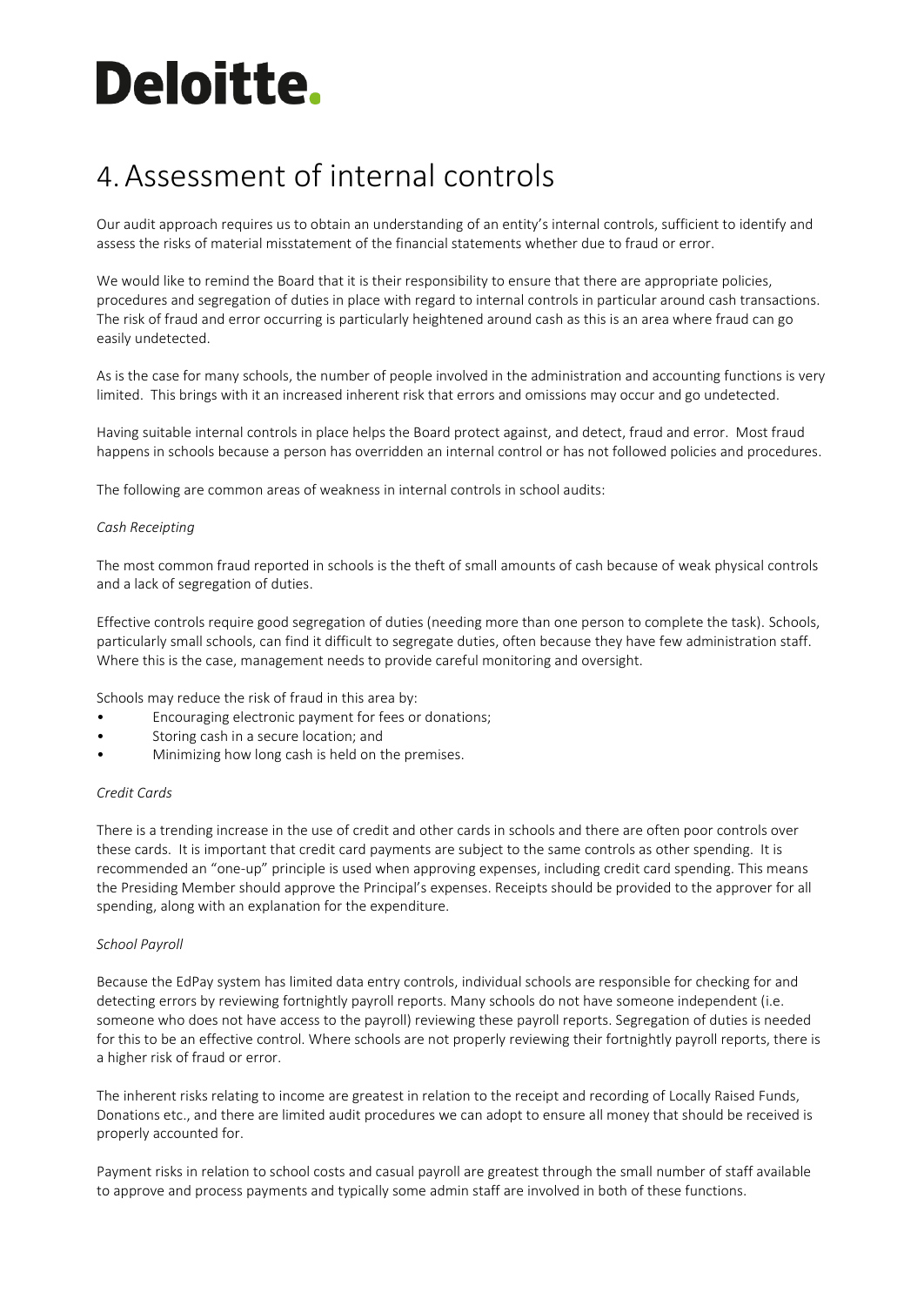# 4. Assessment of internal controls

Our audit approach requires us to obtain an understanding of an entity's internal controls, sufficient to identify and assess the risks of material misstatement of the financial statements whether due to fraud or error.

We would like to remind the Board that it is their responsibility to ensure that there are appropriate policies, procedures and segregation of duties in place with regard to internal controls in particular around cash transactions. The risk of fraud and error occurring is particularly heightened around cash as this is an area where fraud can go easily undetected.

As is the case for many schools, the number of people involved in the administration and accounting functions is very limited. This brings with it an increased inherent risk that errors and omissions may occur and go undetected.

Having suitable internal controls in place helps the Board protect against, and detect, fraud and error. Most fraud happens in schools because a person has overridden an internal control or has not followed policies and procedures.

The following are common areas of weakness in internal controls in school audits:

*Cash Receipting*

The most common fraud reported in schools is the theft of small amounts of cash because of weak physical controls and a lack of segregation of duties.

Effective controls require good segregation of duties (needing more than one person to complete the task). Schools, particularly small schools, can find it difficult to segregate duties, often because they have few administration staff. Where this is the case, management needs to provide careful monitoring and oversight.

Schools may reduce the risk of fraud in this area by:

- Encouraging electronic payment for fees or donations;
- Storing cash in a secure location; and
- Minimizing how long cash is held on the premises.

*Credit Cards*

There is a trending increase in the use of credit and other cards in schools and there are often poor controls over these cards. It is important that credit card payments are subject to the same controls as other spending. It is recommended an "one-up" principle is used when approving expenses, including credit card spending. This means the Presiding Member should approve the Principal's expenses. Receipts should be provided to the approver for all spending, along with an explanation for the expenditure.

*School Payroll*

Because the EdPay system has limited data entry controls, individual schools are responsible for checking for and detecting errors by reviewing fortnightly payroll reports. Many schools do not have someone independent (i.e. someone who does not have access to the payroll) reviewing these payroll reports. Segregation of duties is needed for this to be an effective control. Where schools are not properly reviewing their fortnightly payroll reports, there is a higher risk of fraud or error.

The inherent risks relating to income are greatest in relation to the receipt and recording of Locally Raised Funds, Donations etc., and there are limited audit procedures we can adopt to ensure all money that should be received is properly accounted for.

Payment risks in relation to school costs and casual payroll are greatest through the small number of staff available to approve and process payments and typically some admin staff are involved in both of these functions.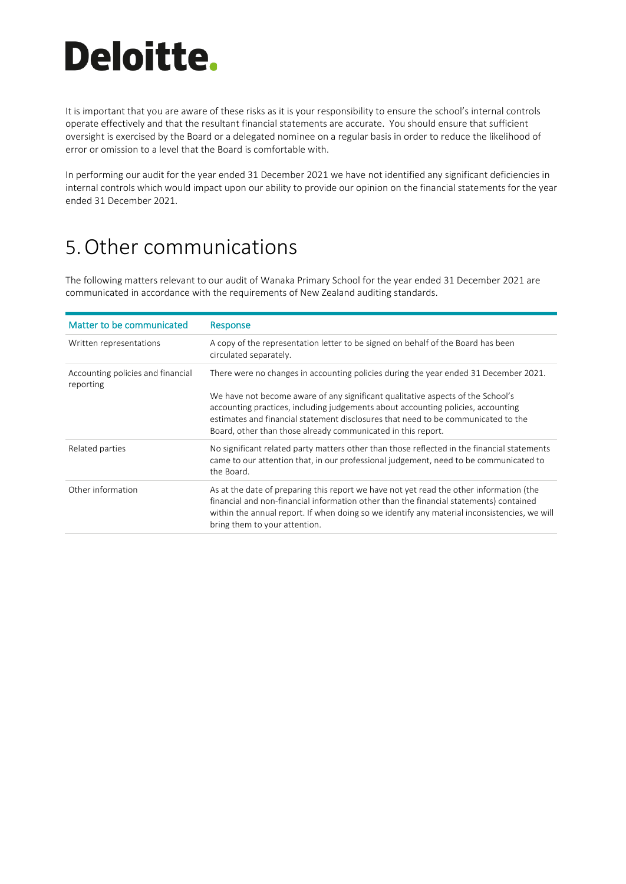It is important that you are aware of these risks as it is your responsibility to ensure the school's internal controls operate effectively and that the resultant financial statements are accurate. You should ensure that sufficient oversight is exercised by the Board or a delegated nominee on a regular basis in order to reduce the likelihood of error or omission to a level that the Board is comfortable with.

In performing our audit for the year ended 31 December 2021 we have not identified any significant deficiencies in internal controls which would impact upon our ability to provide our opinion on the financial statements for the year ended 31 December 2021.

# 5. Other communications

The following matters relevant to our audit of Wanaka Primary School for the year ended 31 December 2021 are communicated in accordance with the requirements of New Zealand auditing standards.

| Matter to be communicated | Response |
|---|---|
| Written representations | A copy of the representation letter to be signed on behalf of the Board has been circulated separately. |
| Accounting policies and financial reporting | There were no changes in accounting policies during the year ended 31 December 2021.<br><br>We have not become aware of any significant qualitative aspects of the School's accounting practices, including judgements about accounting policies, accounting estimates and financial statement disclosures that need to be communicated to the Board, other than those already communicated in this report. |
| Related parties | No significant related party matters other than those reflected in the financial statements came to our attention that, in our professional judgement, need to be communicated to the Board. |
| Other information | As at the date of preparing this report we have not yet read the other information (the financial and non-financial information other than the financial statements) contained within the annual report. If when doing so we identify any material inconsistencies, we will bring them to your attention. |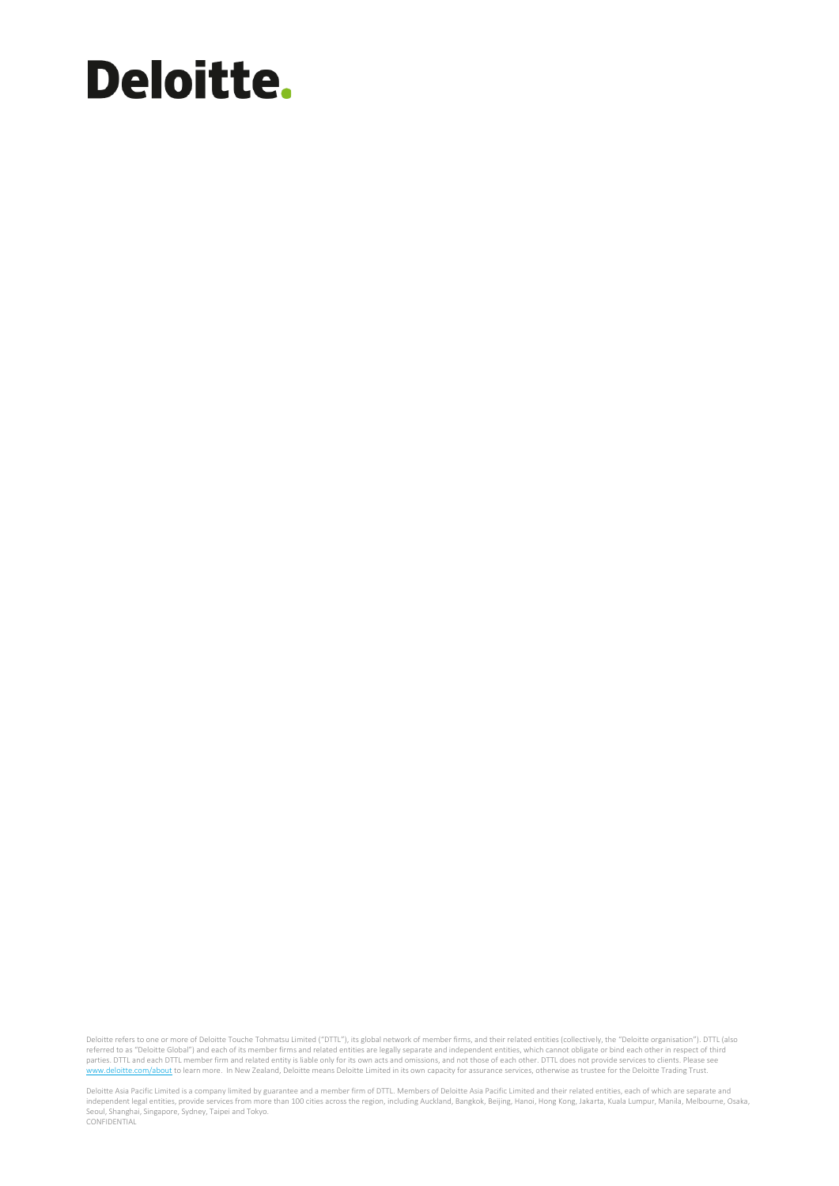# Deloitte.

Deloitte refers to one or more of Deloitte Touche Tohmatsu Limited ("DTTL"), its global network of member firms, and their related entities (collectively, the "Deloitte organisation"). DTTL (also referred to as "Deloitte Global") and each of its member firms and related entities are legally separate and independent entities, which cannot obligate or bind each other in respect of third parties. DTTL and each DTTL member firm and related entity is liable only for its own acts and omissions, and not those of each other. DTTL does not provide services to clients. Please see www.deloitte.com/about to learn more. In New Zealand, Deloitte means Deloitte Limited in its own capacity for assurance services, otherwise as trustee for the Deloitte Trading Trust.

Deloitte Asia Pacific Limited is a company limited by guarantee and a member firm of DTTL. Members of Deloitte Asia Pacific Limited and their related entities, each of which are separate and independent legal entities, provide services from more than 100 cities across the region, including Auckland, Bangkok, Beijing, Hanoi, Hong Kong, Jakarta, Kuala Lumpur, Manila, Melbourne, Osaka, Seoul, Shanghai, Singapore, Sydney, Taipei and Tokyo.

CONFIDENTIAL